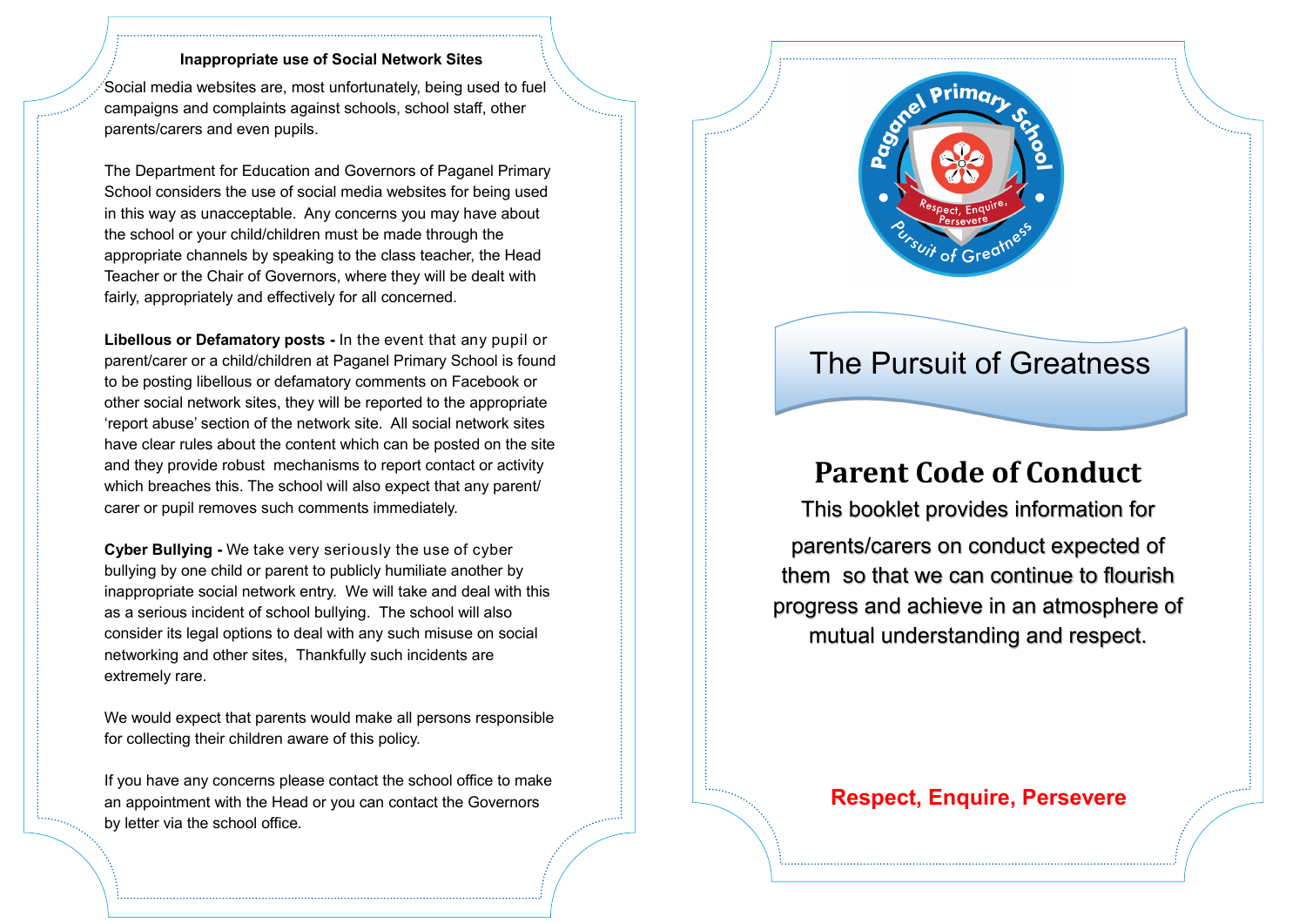### Inappropriate use of Social Network Sites

Social media websites are, most unfortunately, being used to fuel campaigns and complaints against schools, school staff, other parents/carers and even pupils.

The Department for Education and Governors of Paganel Primary School considers the use of social media websites for being used in this way as unacceptable. Any concerns you may have about the school or your child/children must be made through the appropriate channels by speaking to the class teacher, the Head Teacher or the Chair of Governors, where they will be dealt with fairly, appropriately and effectively for all concerned.

**Libellous or Defamatory posts -** In the event that any pupil or parent/carer or a child/children at Paganel Primary School is found to be posting libellous or defamatory comments on Facebook or other social network sites, they will be reported to the appropriate 'report abuse' section of the network site. All social network sites have clear rules about the content which can be posted on the site and they provide robust mechanisms to report contact or activity which breaches this. The school will also expect that any parent/ carer or pupil removes such comments immediately.

**Cyber Bullying -** We take very seriously the use of cyber bullying by one child or parent to publicly humiliate another by inappropriate social network entry. We will take and deal with this as a serious incident of school bullying. The school will also consider its legal options to deal with any such misuse on social networking and other sites, Thankfully such incidents are extremely rare.

We would expect that parents would make all persons responsible for collecting their children aware of this policy.

If you have any concerns please contact the school office to make an appointment with the Head or you can contact the Governors by letter via the school office.

Paganel Primary School

Respect, Enquire, Persevere

Pursuit of Greatness

# The Pursuit of Greatness

## Parent Code of Conduct

This booklet provides information for parents/carers on conduct expected of them so that we can continue to flourish progress and achieve in an atmosphere of mutual understanding and respect.

**Respect, Enquire, Persevere**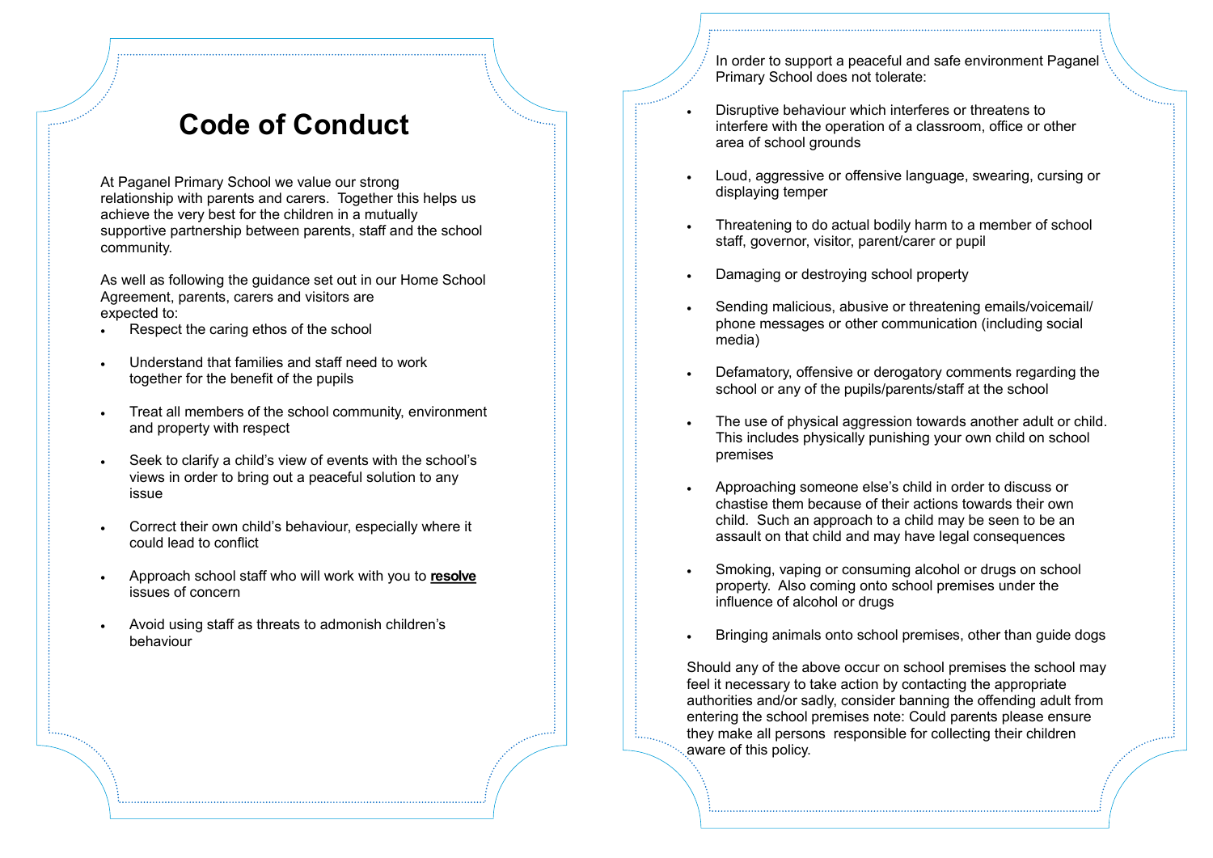# Code of Conduct

At Paganel Primary School we value our strong relationship with parents and carers. Together this helps us achieve the very best for the children in a mutually supportive partnership between parents, staff and the school community.

As well as following the guidance set out in our Home School Agreement, parents, carers and visitors are expected to:

- Respect the caring ethos of the school
- Understand that families and staff need to work together for the benefit of the pupils
- Treat all members of the school community, environment and property with respect
- Seek to clarify a child's view of events with the school's views in order to bring out a peaceful solution to any issue
- Correct their own child's behaviour, especially where it could lead to conflict
- Approach school staff who will work with you to **resolve** issues of concern
- Avoid using staff as threats to admonish children's behaviour

In order to support a peaceful and safe environment Paganel Primary School does not tolerate:

- Disruptive behaviour which interferes or threatens to interfere with the operation of a classroom, office or other area of school grounds
- Loud, aggressive or offensive language, swearing, cursing or displaying temper
- Threatening to do actual bodily harm to a member of school staff, governor, visitor, parent/carer or pupil
- Damaging or destroying school property
- Sending malicious, abusive or threatening emails/voicemail/ phone messages or other communication (including social media)
- Defamatory, offensive or derogatory comments regarding the school or any of the pupils/parents/staff at the school
- The use of physical aggression towards another adult or child. This includes physically punishing your own child on school premises
- Approaching someone else's child in order to discuss or chastise them because of their actions towards their own child. Such an approach to a child may be seen to be an assault on that child and may have legal consequences
- Smoking, vaping or consuming alcohol or drugs on school property. Also coming onto school premises under the influence of alcohol or drugs
- Bringing animals onto school premises, other than guide dogs

Should any of the above occur on school premises the school may feel it necessary to take action by contacting the appropriate authorities and/or sadly, consider banning the offending adult from entering the school premises note: Could parents please ensure they make all persons responsible for collecting their children aware of this policy.